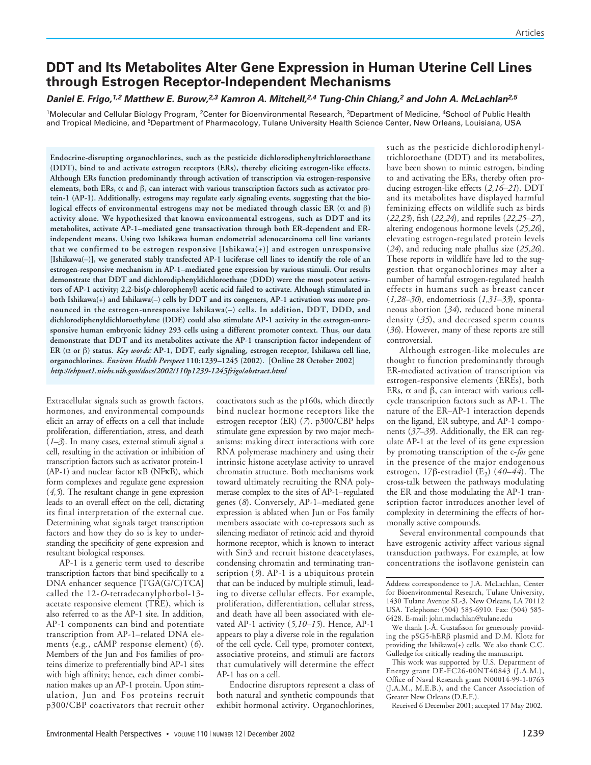# DDT and Its Metabolites Alter Gene Expression in Human Uterine Cell Lines through Estrogen Receptor-Independent Mechanisms

***Daniel E. Frigo,[1,2] Matthew E. Burow,[2,3] Kamron A. Mitchell,[2,4] Tung-Chin Chiang,[2] and John A. McLachlan[2,5]***

[1]Molecular and Cellular Biology Program, [2]Center for Bioenvironmental Research, [3]Department of Medicine, [4]School of Public Health and Tropical Medicine, and [5]Department of Pharmacology, Tulane University Health Science Center, New Orleans, Louisiana, USA

**Endocrine-disrupting organochlorines, such as the pesticide dichlorodiphenyltrichloroethane (DDT), bind to and activate estrogen receptors (ERs), thereby eliciting estrogen-like effects. Although ERs function predominantly through activation of transcription via estrogen-responsive elements, both ERs, α and β, can interact with various transcription factors such as activator protein-1 (AP-1). Additionally, estrogens may regulate early signaling events, suggesting that the biological effects of environmental estrogens may not be mediated through classic ER (α and β) activity alone. We hypothesized that known environmental estrogens, such as DDT and its metabolites, activate AP-1–mediated gene transactivation through both ER-dependent and ER-independent means. Using two Ishikawa human endometrial adenocarcinoma cell line variants that we confirmed to be estrogen responsive [Ishikawa(+)] and estrogen unresponsive [Ishikawa(–)], we generated stably transfected AP-1 luciferase cell lines to identify the role of an estrogen-responsive mechanism in AP-1–mediated gene expression by various stimuli. Our results demonstrate that DDT and dichlorodiphenyldichloroethane (DDD) were the most potent activators of AP-1 activity; 2,2-bis(*p*-chlorophenyl) acetic acid failed to activate. Although stimulated in both Ishikawa(+) and Ishikawa(–) cells by DDT and its congeners, AP-1 activation was more pronounced in the estrogen-unresponsive Ishikawa(–) cells. In addition, DDT, DDD, and dichlorodiphenyldichloroethylene (DDE) could also stimulate AP-1 activity in the estrogen-unresponsive human embryonic kidney 293 cells using a different promoter context. Thus, our data demonstrate that DDT and its metabolites activate the AP-1 transcription factor independent of ER (α or β) status.** ***Key words:*** **AP-1, DDT, early signaling, estrogen receptor, Ishikawa cell line, organochlorines.** ***Environ Health Perspect*** **110:1239–1245 (2002). [Online 28 October 2002]** ***http://ehpnet1.niehs.nih.gov/docs/2002/110p1239-1245frigo/abstract.html***

Extracellular signals such as growth factors, hormones, and environmental compounds elicit an array of effects on a cell that include proliferation, differentiation, stress, and death (*1–3*). In many cases, external stimuli signal a cell, resulting in the activation or inhibition of transcription factors such as activator protein-1 (AP-1) and nuclear factor κB (NFκB), which form complexes and regulate gene expression (*4,5*). The resultant change in gene expression leads to an overall effect on the cell, dictating its final interpretation of the external cue. Determining what signals target transcription factors and how they do so is key to understanding the specificity of gene expression and resultant biological responses.

AP-1 is a generic term used to describe transcription factors that bind specifically to a DNA enhancer sequence [TGA(G/C)TCA] called the 12-*O*-tetradecanylphorbol-13-acetate responsive element (TRE), which is also referred to as the AP-1 site. In addition, AP-1 components can bind and potentiate transcription from AP-1–related DNA elements (e.g., cAMP response element) (*6*). Members of the Jun and Fos families of proteins dimerize to preferentially bind AP-1 sites with high affinity; hence, each dimer combination makes up an AP-1 protein. Upon stimulation, Jun and Fos proteins recruit p300/CBP coactivators that recruit other coactivators such as the p160s, which directly bind nuclear hormone receptors like the estrogen receptor (ER) (*7*). p300/CBP helps stimulate gene expression by two major mechanisms: making direct interactions with core RNA polymerase machinery and using their intrinsic histone acetylase activity to unravel chromatin structure. Both mechanisms work toward ultimately recruiting the RNA polymerase complex to the sites of AP-1–regulated genes (*8*). Conversely, AP-1–mediated gene expression is ablated when Jun or Fos family members associate with co-repressors such as silencing mediator of retinoic acid and thyroid hormone receptor, which is known to interact with Sin3 and recruit histone deacetylases, condensing chromatin and terminating transcription (*9*). AP-1 is a ubiquitous protein that can be induced by multiple stimuli, leading to diverse cellular effects. For example, proliferation, differentiation, cellular stress, and death have all been associated with elevated AP-1 activity (*5,10–15*). Hence, AP-1 appears to play a diverse role in the regulation of the cell cycle. Cell type, promoter context, associative proteins, and stimuli are factors that cumulatively will determine the effect AP-1 has on a cell.

Endocrine disruptors represent a class of both natural and synthetic compounds that exhibit hormonal activity. Organochlorines, such as the pesticide dichlorodiphenyltrichloroethane (DDT) and its metabolites, have been shown to mimic estrogen, binding to and activating the ERs, thereby often producing estrogen-like effects (*2,16–21*). DDT and its metabolites have displayed harmful feminizing effects on wildlife such as birds (*22,23*), fish (*22,24*), and reptiles (*22,25–27*), altering endogenous hormone levels (*25,26*), elevating estrogen-regulated protein levels (*24*), and reducing male phallus size (*25,26*). These reports in wildlife have led to the suggestion that organochlorines may alter a number of harmful estrogen-regulated health effects in humans such as breast cancer (*1,28–30*), endometriosis (*1,31–33*), spontaneous abortion (*34*), reduced bone mineral density (*35*), and decreased sperm counts (*36*). However, many of these reports are still controversial.

Although estrogen-like molecules are thought to function predominantly through ER-mediated activation of transcription via estrogen-responsive elements (EREs), both ERs, α and β, can interact with various cell-cycle transcription factors such as AP-1. The nature of the ER–AP-1 interaction depends on the ligand, ER subtype, and AP-1 components (*37–39*). Additionally, the ER can regulate AP-1 at the level of its gene expression by promoting transcription of the c-*fos* gene in the presence of the major endogenous estrogen, 17β-estradiol ($E_2$) (*40–44*). The cross-talk between the pathways modulating the ER and those modulating the AP-1 transcription factor introduces another level of complexity in determining the effects of hormonally active compounds.

Several environmental compounds that have estrogenic activity affect various signal transduction pathways. For example, at low concentrations the isoflavone genistein can

---

Address correspondence to J.A. McLachlan, Center for Bioenvironmental Research, Tulane University, 1430 Tulane Avenue SL-3, New Orleans, LA 70112 USA. Telephone: (504) 585-6910. Fax: (504) 585-6428. E-mail: john.mclachlan@tulane.edu

We thank J.-Å. Gustafsson for generously providing the pSG5-hERβ plasmid and D.M. Klotz for providing the Ishikawa(+) cells. We also thank C.C. Gulledge for critically reading the manuscript.

This work was supported by U.S. Department of Energy grant DE-FC26-00NT40843 (J.A.M.), Office of Naval Research grant N00014-99-1-0763 (J.A.M., M.E.B.), and the Cancer Association of Greater New Orleans (D.E.F.).

Received 6 December 2001; accepted 17 May 2002.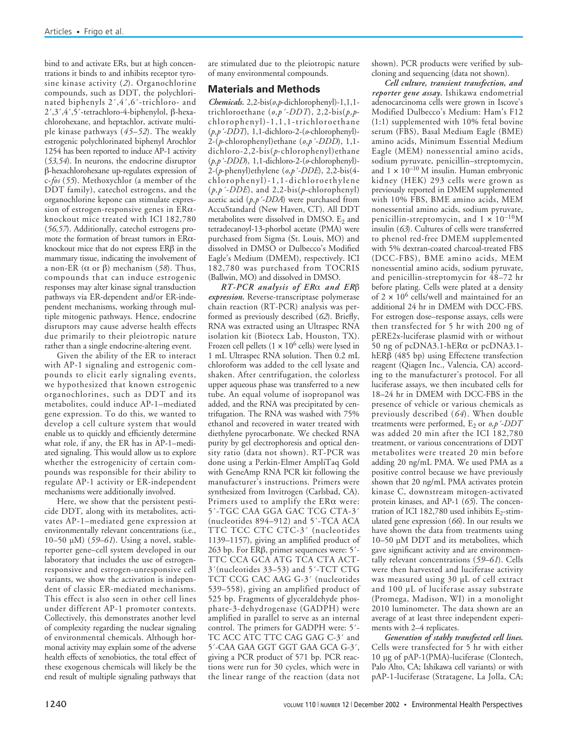bind to and activate ERs, but at high concentrations it binds to and inhibits receptor tyrosine kinase activity (*2*). Organochlorine compounds, such as DDT, the polychlorinated biphenyls 2′,4′,6′-trichloro- and 2′,3′,4′,5′-tetrachloro-4-biphenylol, β-hexachlorohexane, and heptachlor, activate multiple kinase pathways (*45–52*). The weakly estrogenic polychlorinated biphenyl Arochlor 1254 has been reported to induce AP-1 activity (*53,54*). In neurons, the endocrine disruptor β-hexachlorohexane up-regulates expression of c-*fos* (*55*). Methoxychlor (a member of the DDT family), catechol estrogens, and the organochlorine kepone can stimulate expression of estrogen-responsive genes in ERα-knockout mice treated with ICI 182,780 (*56,57*). Additionally, catechol estrogens promote the formation of breast tumors in ERα-knockout mice that do not express ERβ in the mammary tissue, indicating the involvement of a non-ER (α or β) mechanism (*58*). Thus, compounds that can induce estrogenic responses may alter kinase signal transduction pathways via ER-dependent and/or ER-independent mechanisms, working through multiple mitogenic pathways. Hence, endocrine disruptors may cause adverse health effects due primarily to their pleiotropic nature rather than a single endocrine-altering event.

Given the ability of the ER to interact with AP-1 signaling and estrogenic compounds to elicit early signaling events, we hypothesized that known estrogenic organochlorines, such as DDT and its metabolites, could induce AP-1–mediated gene expression. To do this, we wanted to develop a cell culture system that would enable us to quickly and efficiently determine what role, if any, the ER has in AP-1–mediated signaling. This would allow us to explore whether the estrogenicity of certain compounds was responsible for their ability to regulate AP-1 activity or ER-independent mechanisms were additionally involved.

Here, we show that the persistent pesticide DDT, along with its metabolites, activates AP-1–mediated gene expression at environmentally relevant concentrations (i.e., 10–50 µM) (*59–61*). Using a novel, stable-reporter gene–cell system developed in our laboratory that includes the use of estrogen-responsive and estrogen-unresponsive cell variants, we show the activation is independent of classic ER-mediated mechanisms. This effect is also seen in other cell lines under different AP-1 promoter contexts. Collectively, this demonstrates another level of complexity regarding the nuclear signaling of environmental chemicals. Although hormonal activity may explain some of the adverse health effects of xenobiotics, the total effect of these exogenous chemicals will likely be the end result of multiple signaling pathways that are stimulated due to the pleiotropic nature of many environmental compounds.

## Materials and Methods

***Chemicals.*** 2,2-bis(*o,p*-dichlorophenyl)-1,1,1-trichloroethane (*o,p′-DDT*), 2,2-bis(*p,p*-chlorophenyl)-1,1,1-trichloroethane (*p,p′-DDT*), 1,1-dichloro-2-(*o*-chlorophenyl)-2-(*p*-chlorophenyl)ethane (*o,p′-DDD*), 1,1-dichloro-2,2-bis(*p*-chlorophenyl)ethane (*p,p′-DDD*), 1,1-dichloro-2-(*o*-chlorophenyl)-2-(*p*-phenyl)ethylene (*o,p′-DDE*), 2,2-bis(4-chlorophenyl)-1,1-dichloroethylene (*p,p′-DDE*), and 2,2-bis(*p*-chlorophenyl) acetic acid (*p,p′-DDA*) were purchased from AccuStandard (New Haven, CT). All DDT metabolites were dissolved in DMSO. $E_2$ and tetradecanoyl-13-phorbol acetate (PMA) were purchased from Sigma (St. Louis, MO) and dissolved in DMSO or Dulbecco's Modified Eagle's Medium (DMEM), respectively. ICI 182,780 was purchased from TOCRIS (Ballwin, MO) and dissolved in DMSO.

***RT-PCR analysis of ERα and ERβ expression.*** Reverse-transcriptase polymerase chain reaction (RT-PCR) analysis was performed as previously described (*62*). Briefly, RNA was extracted using an Ultraspec RNA isolation kit (Biotecx Lab, Houston, TX). Frozen cell pellets ($1 \times 10^6$ cells) were lysed in 1 mL Ultraspec RNA solution. Then 0.2 mL chloroform was added to the cell lysate and shaken. After centrifugation, the colorless upper aqueous phase was transferred to a new tube. An equal volume of isopropanol was added, and the RNA was precipitated by centrifugation. The RNA was washed with 75% ethanol and recovered in water treated with diethylene pyrocarbonate. We checked RNA purity by gel electrophoresis and optical density ratio (data not shown). RT-PCR was done using a Perkin-Elmer AmpliTaq Gold with GeneAmp RNA PCR kit following the manufacturer's instructions. Primers were synthesized from Invitrogen (Carlsbad, CA). Primers used to amplify the ERα were: 5′-TGC CAA GGA GAC TCG CTA-3′ (nucleotides 894–912) and 5′-TCA ACA TTC TCC CTC CTC-3′ (nucleotides 1139–1157), giving an amplified product of 263 bp. For ERβ, primer sequences were: 5′-TTC CCA GCA ATG TCA CTA ACT-3′ (nucleotides 33–53) and 5′-TCT CTG TCT CCG CAC AAG G-3′ (nucleotides 539–558), giving an amplified product of 525 bp. Fragments of glyceraldehyde phosphate-3-dehydrogenase (GADPH) were amplified in parallel to serve as an internal control. The primers for GADPH were: 5′-TC ACC ATC TTC CAG GAG C-3′ and 5′-CAA GAA GGT GGT GAA GCA G-3′, giving a PCR product of 571 bp. PCR reactions were run for 30 cycles, which were in the linear range of the reaction (data not shown). PCR products were verified by subcloning and sequencing (data not shown).

***Cell culture, transient transfection, and reporter gene assay.*** Ishikawa endometrial adenocarcinoma cells were grown in Iscove's Modified Dulbecco's Medium: Ham's F12 (1:1) supplemented with 10% fetal bovine serum (FBS), Basal Medium Eagle (BME) amino acids, Minimum Essential Medium (MEM) nonessential amino acids, sodium pyruvate, penicillin–streptomycin, and $1 \times 10^{-10}$ M insulin. Human embryonic kidney (HEK) 293 cells were grown as previously reported in DMEM supplemented with 10% FBS, BME amino acids, MEM nonessential amino acids, sodium pyruvate, penicillin-streptomycin, and $1 \times 10^{-10}$M insulin (*63*). Cultures of cells were transferred to phenol red-free DMEM supplemented with 5% dextran-coated charcoal-treated FBS (DCC-FBS), BME amino acids, MEM nonessential amino acids, sodium pyruvate, and penicillin-streptomycin for 48–72 hr before plating. Cells were plated at a density of $2 \times 10^6$ cells/well and maintained for an additional 24 hr in DMEM with DCC-FBS. For estrogen dose–response assays, cells were then transfected for 5 hr with 200 ng of pERE2x-luciferase plasmid with or without 50 ng of pcDNA3.1-hERα or pcDNA3.1-hERβ (485 bp) using Effectene transfection reagent (Qiagen Inc., Valencia, CA) according to the manufacturer's protocol. For all luciferase assays, we then incubated cells for 18–24 hr in DMEM with DCC-FBS in the presence of vehicle or various chemicals as previously described (*64*). When double treatments were performed, $E_2$ or *o,p′-DDT* was added 20 min after the ICI 182,780 treatment, or various concentrations of DDT metabolites were treated 20 min before adding 20 ng/mL PMA. We used PMA as a positive control because we have previously shown that 20 ng/mL PMA activates protein kinase C, downstream mitogen-activated protein kinases, and AP-1 (*65*). The concentration of ICI 182,780 used inhibits $E_2$-stimulated gene expression (*66*). In our results we have shown the data from treatments using 10–50 µM DDT and its metabolites, which gave significant activity and are environmentally relevant concentrations (*59–61*). Cells were then harvested and luciferase activity was measured using 30 µL of cell extract and 100 µL of luciferase assay substrate (Promega, Madison, WI) in a monolight 2010 luminometer. The data shown are an average of at least three independent experiments with 2–4 replicates.

***Generation of stably transfected cell lines.*** Cells were transfected for 5 hr with either 10 µg of pAP-1(PMA)-luciferase (Clontech, Palo Alto, CA; Ishikawa cell variants) or with pAP-1-luciferase (Stratagene, La Jolla, CA;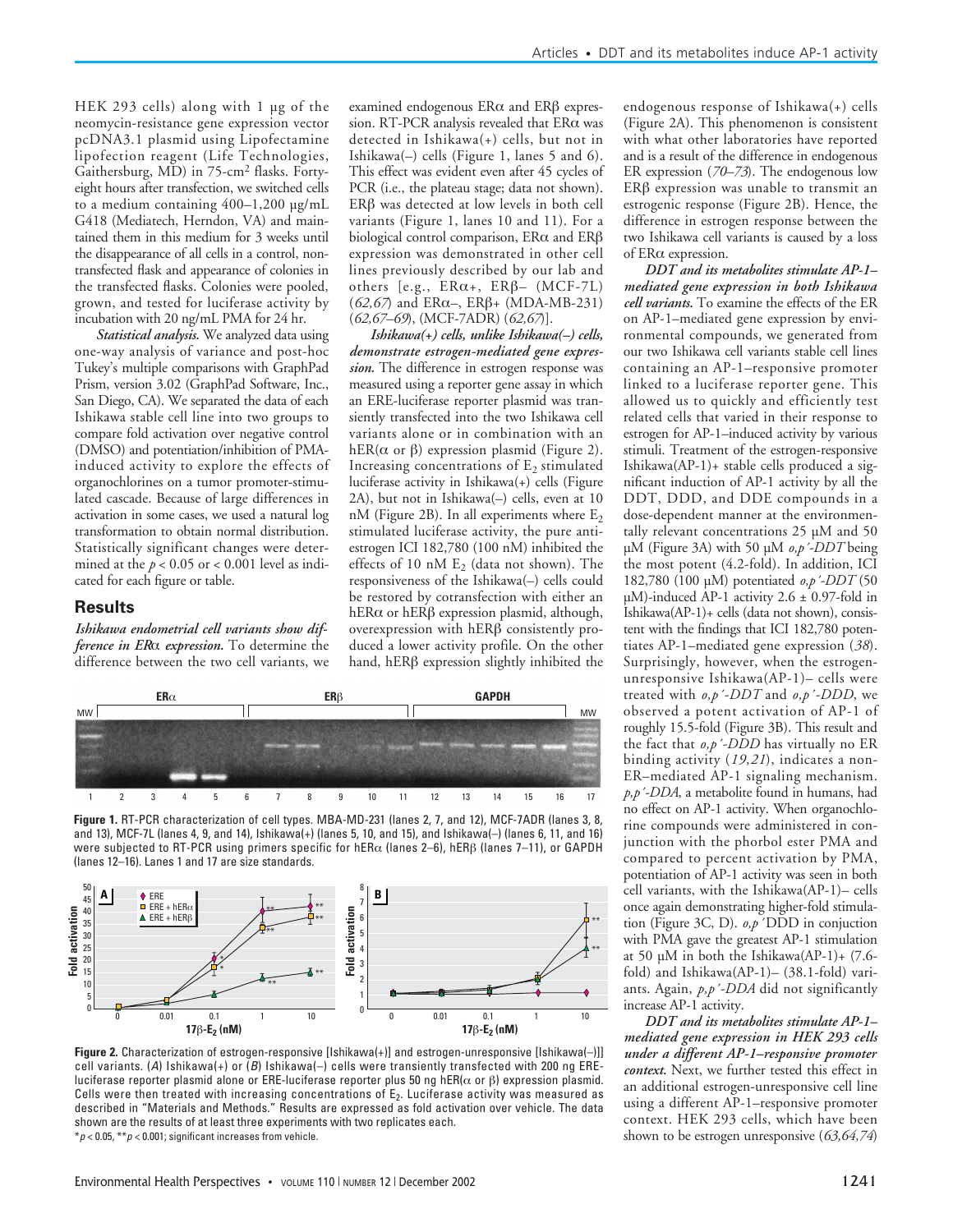HEK 293 cells) along with 1 µg of the neomycin-resistance gene expression vector pcDNA3.1 plasmid using Lipofectamine lipofection reagent (Life Technologies, Gaithersburg, MD) in 75-cm[2] flasks. Forty-eight hours after transfection, we switched cells to a medium containing 400–1,200 µg/mL G418 (Mediatech, Herndon, VA) and maintained them in this medium for 3 weeks until the disappearance of all cells in a control, non-transfected flask and appearance of colonies in the transfected flasks. Colonies were pooled, grown, and tested for luciferase activity by incubation with 20 ng/mL PMA for 24 hr.

***Statistical analysis.*** We analyzed data using one-way analysis of variance and post-hoc Tukey's multiple comparisons with GraphPad Prism, version 3.02 (GraphPad Software, Inc., San Diego, CA). We separated the data of each Ishikawa stable cell line into two groups to compare fold activation over negative control (DMSO) and potentiation/inhibition of PMA-induced activity to explore the effects of organochlorines on a tumor promoter-stimulated cascade. Because of large differences in activation in some cases, we used a natural log transformation to obtain normal distribution. Statistically significant changes were determined at the $p < 0.05$ or $< 0.001$ level as indicated for each figure or table.

## Results

***Ishikawa endometrial cell variants show difference in ERα expression.*** To determine the difference between the two cell variants, we examined endogenous ERα and ERβ expression. RT-PCR analysis revealed that ERα was detected in Ishikawa(+) cells, but not in Ishikawa(–) cells (Figure 1, lanes 5 and 6). This effect was evident even after 45 cycles of PCR (i.e., the plateau stage; data not shown). ERβ was detected at low levels in both cell variants (Figure 1, lanes 10 and 11). For a biological control comparison, ERα and ERβ expression was demonstrated in other cell lines previously described by our lab and others [e.g., ERα+, ERβ– (MCF-7L) (*62,67*) and ERα–, ERβ+ (MDA-MB-231) (*62,67–69*), (MCF-7ADR) (*62,67*)].

***Ishikawa(+) cells, unlike Ishikawa(–) cells, demonstrate estrogen-mediated gene expression.*** The difference in estrogen response was measured using a reporter gene assay in which an ERE-luciferase reporter plasmid was transiently transfected into the two Ishikawa cell variants alone or in combination with an hER(α or β) expression plasmid (Figure 2). Increasing concentrations of $E_2$ stimulated luciferase activity in Ishikawa(+) cells (Figure 2A), but not in Ishikawa(–) cells, even at 10 nM (Figure 2B). In all experiments where $E_2$ stimulated luciferase activity, the pure antiestrogen ICI 182,780 (100 nM) inhibited the effects of 10 nM $E_2$ (data not shown). The responsiveness of the Ishikawa(–) cells could be restored by cotransfection with either an hERα or hERβ expression plasmid, although, overexpression with hERβ consistently produced a lower activity profile. On the other hand, hERβ expression slightly inhibited the endogenous response of Ishikawa(+) cells (Figure 2A). This phenomenon is consistent with what other laboratories have reported and is a result of the difference in endogenous ER expression (*70–73*). The endogenous low ERβ expression was unable to transmit an estrogenic response (Figure 2B). Hence, the difference in estrogen response between the two Ishikawa cell variants is caused by a loss of ERα expression.

***DDT and its metabolites stimulate AP-1–mediated gene expression in both Ishikawa cell variants.*** To examine the effects of the ER on AP-1–mediated gene expression by environmental compounds, we generated from our two Ishikawa cell variants stable cell lines containing an AP-1–responsive promoter linked to a luciferase reporter gene. This allowed us to quickly and efficiently test related cells that varied in their response to estrogen for AP-1–induced activity by various stimuli. Treatment of the estrogen-responsive Ishikawa(AP-1)+ stable cells produced a significant induction of AP-1 activity by all the DDT, DDD, and DDE compounds in a dose-dependent manner at the environmentally relevant concentrations 25 µM and 50 µM (Figure 3A) with 50 µM *o,p´-DDT* being the most potent (4.2-fold). In addition, ICI 182,780 (100 µM) potentiated *o,p´-DDT* (50 µM)-induced AP-1 activity 2.6 ± 0.97-fold in Ishikawa(AP-1)+ cells (data not shown), consistent with the findings that ICI 182,780 potentiates AP-1–mediated gene expression (*38*). Surprisingly, however, when the estrogen-unresponsive Ishikawa(AP-1)– cells were treated with *o,p´-DDT* and *o,p´-DDD*, we observed a potent activation of AP-1 of roughly 15.5-fold (Figure 3B). This result and the fact that *o,p´-DDD* has virtually no ER binding activity (*19,21*), indicates a non-ER–mediated AP-1 signaling mechanism. *p,p´-DDA*, a metabolite found in humans, had no effect on AP-1 activity. When organochlorine compounds were administered in conjunction with the phorbol ester PMA and compared to percent activation by PMA, potentiation of AP-1 activity was seen in both cell variants, with the Ishikawa(AP-1)– cells once again demonstrating higher-fold stimulation (Figure 3C, D). *o,p´*DDD in conjuction with PMA gave the greatest AP-1 stimulation at 50 µM in both the Ishikawa(AP-1)+ (7.6-fold) and Ishikawa(AP-1)– (38.1-fold) variants. Again, *p,p´-DDA* did not significantly increase AP-1 activity.

***DDT and its metabolites stimulate AP-1–mediated gene expression in HEK 293 cells under a different AP-1–responsive promoter context.*** Next, we further tested this effect in an additional estrogen-unresponsive cell line using a different AP-1–responsive promoter context. HEK 293 cells, which have been shown to be estrogen unresponsive (*63,64,74*)

**Figure 1.** RT-PCR characterization of cell types. MBA-MD-231 (lanes 2, 7, and 12), MCF-7ADR (lanes 3, 8, and 13), MCF-7L (lanes 4, 9, and 14), Ishikawa(+) (lanes 5, 10, and 15), and Ishikawa(–) (lanes 6, 11, and 16) were subjected to RT-PCR using primers specific for hERα (lanes 2–6), hERβ (lanes 7–11), or GAPDH (lanes 12–16). Lanes 1 and 17 are size standards.

**Figure 2.** Characterization of estrogen-responsive [Ishikawa(+)] and estrogen-unresponsive [Ishikawa(–)] cell variants. (*A*) Ishikawa(+) or (*B*) Ishikawa(–) cells were transiently transfected with 200 ng ERE-luciferase reporter plasmid alone or ERE-luciferase reporter plus 50 ng hER(α or β) expression plasmid. Cells were then treated with increasing concentrations of $E_2$. Luciferase activity was measured as described in "Materials and Methods." Results are expressed as fold activation over vehicle. The data shown are the results of at least three experiments with two replicates each.
*$p < 0.05$, **$p < 0.001$; significant increases from vehicle.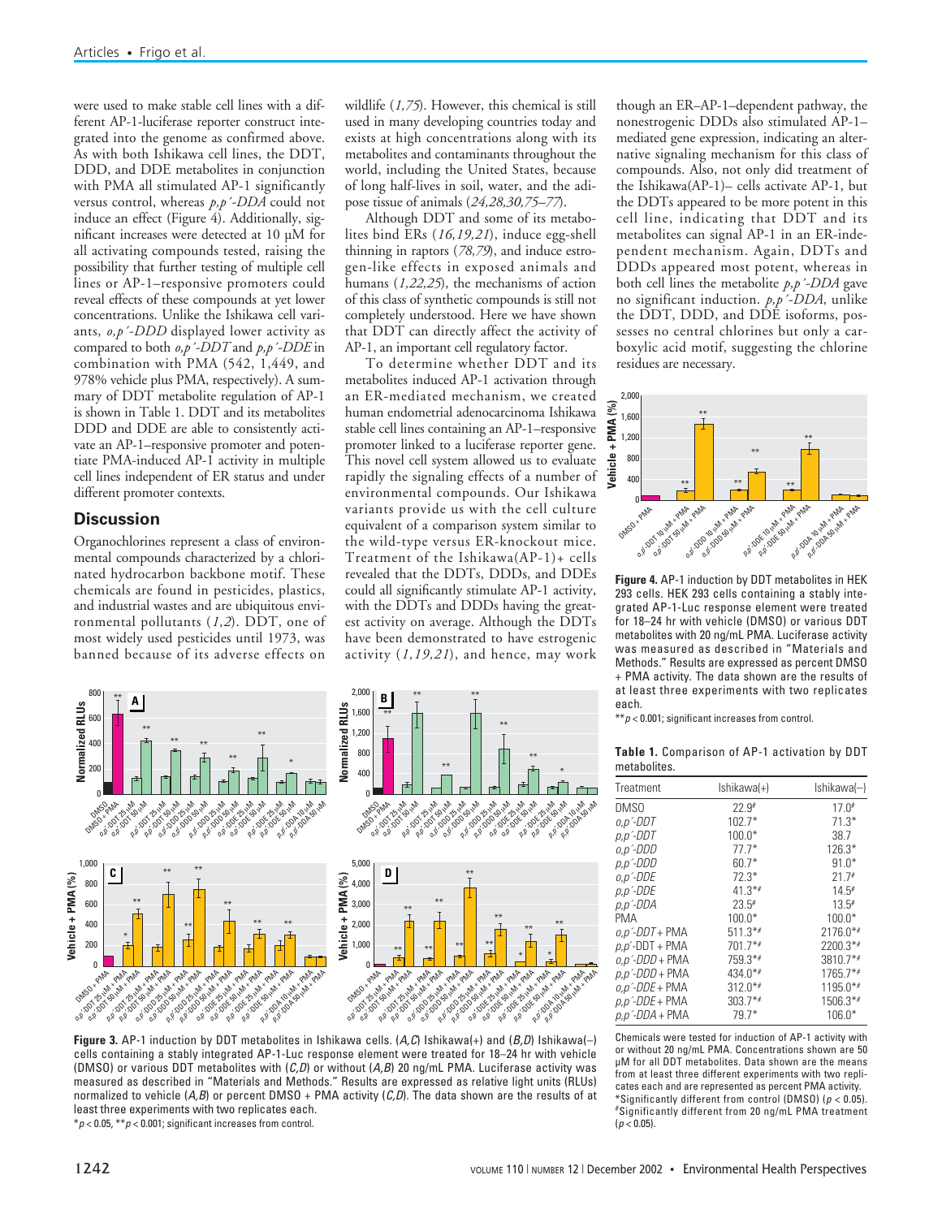were used to make stable cell lines with a different AP-1-luciferase reporter construct integrated into the genome as confirmed above. As with both Ishikawa cell lines, the DDT, DDD, and DDE metabolites in conjunction with PMA all stimulated AP-1 significantly versus control, whereas *p,p´-DDA* could not induce an effect (Figure 4). Additionally, significant increases were detected at 10 µM for all activating compounds tested, raising the possibility that further testing of multiple cell lines or AP-1–responsive promoters could reveal effects of these compounds at yet lower concentrations. Unlike the Ishikawa cell variants, *o,p´-DDD* displayed lower activity as compared to both *o,p´-DDT* and *p,p´-DDE* in combination with PMA (542, 1,449, and 978% vehicle plus PMA, respectively). A summary of DDT metabolite regulation of AP-1 is shown in Table 1. DDT and its metabolites DDD and DDE are able to consistently activate an AP-1–responsive promoter and potentiate PMA-induced AP-1 activity in multiple cell lines independent of ER status and under different promoter contexts.

## Discussion

Organochlorines represent a class of environmental compounds characterized by a chlorinated hydrocarbon backbone motif. These chemicals are found in pesticides, plastics, and industrial wastes and are ubiquitous environmental pollutants (*1,2*). DDT, one of most widely used pesticides until 1973, was banned because of its adverse effects on wildlife (*1,75*). However, this chemical is still used in many developing countries today and exists at high concentrations along with its metabolites and contaminants throughout the world, including the United States, because of long half-lives in soil, water, and the adipose tissue of animals (*24,28,30,75–77*).

Although DDT and some of its metabolites bind ERs (*16,19,21*), induce egg-shell thinning in raptors (*78,79*), and induce estrogen-like effects in exposed animals and humans (*1,22,25*), the mechanisms of action of this class of synthetic compounds is still not completely understood. Here we have shown that DDT can directly affect the activity of AP-1, an important cell regulatory factor.

To determine whether DDT and its metabolites induced AP-1 activation through an ER-mediated mechanism, we created human endometrial adenocarcinoma Ishikawa stable cell lines containing an AP-1–responsive promoter linked to a luciferase reporter gene. This novel cell system allowed us to evaluate rapidly the signaling effects of a number of environmental compounds. Our Ishikawa variants provide us with the cell culture equivalent of a comparison system similar to the wild-type versus ER-knockout mice. Treatment of the Ishikawa(AP-1)+ cells revealed that the DDTs, DDDs, and DDEs could all significantly stimulate AP-1 activity, with the DDTs and DDDs having the greatest activity on average. Although the DDTs have been demonstrated to have estrogenic activity (*1,19,21*), and hence, may work though an ER–AP-1–dependent pathway, the nonestrogenic DDDs also stimulated AP-1–mediated gene expression, indicating an alternative signaling mechanism for this class of compounds. Also, not only did treatment of the Ishikawa(AP-1)– cells activate AP-1, but the DDTs appeared to be more potent in this cell line, indicating that DDT and its metabolites can signal AP-1 in an ER-independent mechanism. Again, DDTs and DDDs appeared most potent, whereas in both cell lines the metabolite *p,p´-DDA* gave no significant induction. *p,p´-DDA*, unlike the DDT, DDD, and DDE isoforms, possesses no central chlorines but only a carboxylic acid motif, suggesting the chlorine residues are necessary.

**Figure 4.** AP-1 induction by DDT metabolites in HEK 293 cells. HEK 293 cells containing a stably integrated AP-1-Luc response element were treated for 18–24 hr with vehicle (DMSO) or various DDT metabolites with 20 ng/mL PMA. Luciferase activity was measured as described in "Materials and Methods." Results are expressed as percent DMSO + PMA activity. The data shown are the results of at least three experiments with two replicates each.
**$p < 0.001$; significant increases from control.

**Figure 3.** AP-1 induction by DDT metabolites in Ishikawa cells. (*A,C*) Ishikawa(+) and (*B,D*) Ishikawa(–) cells containing a stably integrated AP-1-Luc response element were treated for 18–24 hr with vehicle (DMSO) or various DDT metabolites with (*C,D*) or without (*A,B*) 20 ng/mL PMA. Luciferase activity was measured as described in "Materials and Methods." Results are expressed as relative light units (RLUs) normalized to vehicle (*A,B*) or percent DMSO + PMA activity (*C,D*). The data shown are the results of at least three experiments with two replicates each.
*$p < 0.05$, **$p < 0.001$; significant increases from control.

**Table 1.** Comparison of AP-1 activation by DDT metabolites.

| Treatment | Ishikawa(+) | Ishikawa(–) |
|---|---|---|
| DMSO | 22.9# | 17.0# |
| *o,p´-DDT* | 102.7* | 71.3* |
| *p,p´-DDT* | 100.0* | 38.7 |
| *o,p´-DDD* | 77.7* | 126.3* |
| *p,p´-DDD* | 60.7* | 91.0* |
| *o,p´-DDE* | 72.3* | 21.7# |
| *p,p´-DDE* | 41.3*# | 14.5# |
| *p,p´-DDA* | 23.5# | 13.5# |
| PMA | 100.0* | 100.0* |
| *o,p´-DDT* + PMA | 511.3*# | 2176.0*# |
| *p,p´*-DDT + PMA | 701.7*# | 2200.3*# |
| *o,p´-DDD* + PMA | 759.3*# | 3810.7*# |
| *p,p´-DDD* + PMA | 434.0*# | 1765.7*# |
| *o,p´-DDE* + PMA | 312.0*# | 1195.0*# |
| *p,p´-DDE* + PMA | 303.7*# | 1506.3*# |
| *p,p´-DDA* + PMA | 79.7* | 106.0* |

Chemicals were tested for induction of AP-1 activity with or without 20 ng/mL PMA. Concentrations shown are 50 µM for all DDT metabolites. Data shown are the means from at least three different experiments with two replicates each and are represented as percent PMA activity.
*Significantly different from control (DMSO) ($p < 0.05$).
#Significantly different from 20 ng/mL PMA treatment ($p < 0.05$).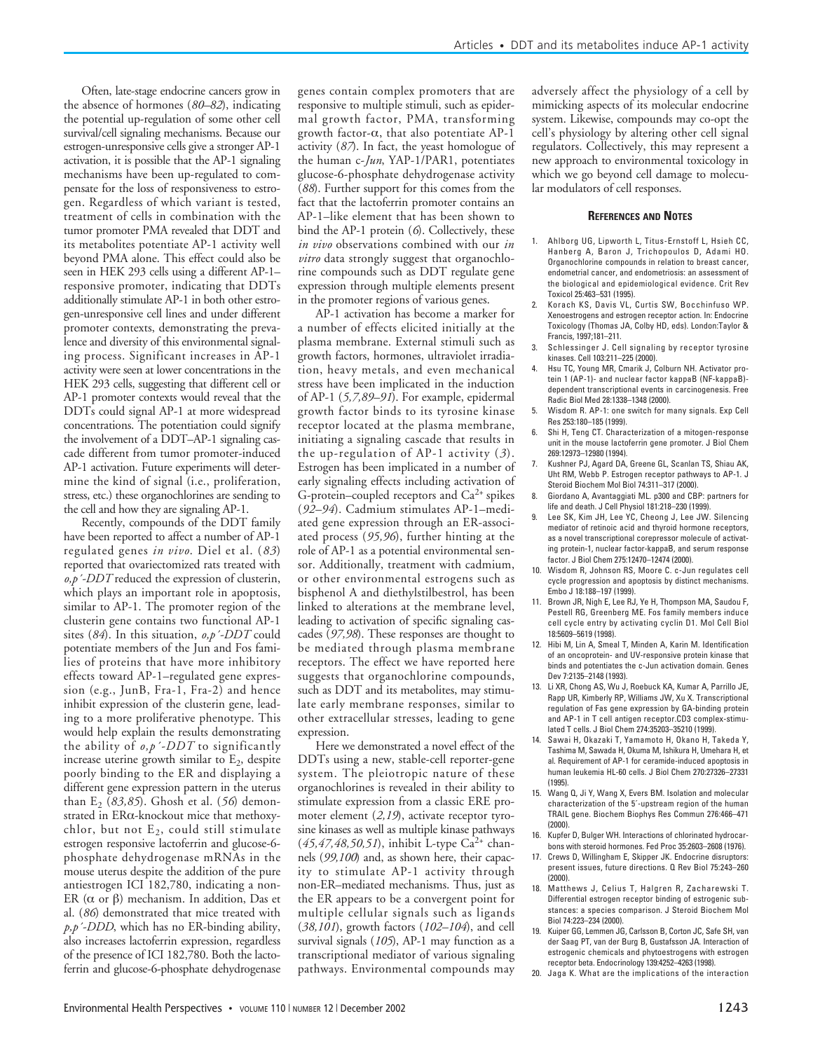Often, late-stage endocrine cancers grow in the absence of hormones (*80–82*), indicating the potential up-regulation of some other cell survival/cell signaling mechanisms. Because our estrogen-unresponsive cells give a stronger AP-1 activation, it is possible that the AP-1 signaling mechanisms have been up-regulated to compensate for the loss of responsiveness to estrogen. Regardless of which variant is tested, treatment of cells in combination with the tumor promoter PMA revealed that DDT and its metabolites potentiate AP-1 activity well beyond PMA alone. This effect could also be seen in HEK 293 cells using a different AP-1–responsive promoter, indicating that DDTs additionally stimulate AP-1 in both other estrogen-unresponsive cell lines and under different promoter contexts, demonstrating the prevalence and diversity of this environmental signaling process. Significant increases in AP-1 activity were seen at lower concentrations in the HEK 293 cells, suggesting that different cell or AP-1 promoter contexts would reveal that the DDTs could signal AP-1 at more widespread concentrations. The potentiation could signify the involvement of a DDT–AP-1 signaling cascade different from tumor promoter-induced AP-1 activation. Future experiments will determine the kind of signal (i.e., proliferation, stress, etc.) these organochlorines are sending to the cell and how they are signaling AP-1.

Recently, compounds of the DDT family have been reported to affect a number of AP-1 regulated genes *in vivo*. Diel et al. (*83*) reported that ovariectomized rats treated with *o,p´-DDT* reduced the expression of clusterin, which plays an important role in apoptosis, similar to AP-1. The promoter region of the clusterin gene contains two functional AP-1 sites (*84*). In this situation, *o,p´-DDT* could potentiate members of the Jun and Fos families of proteins that have more inhibitory effects toward AP-1–regulated gene expression (e.g., JunB, Fra-1, Fra-2) and hence inhibit expression of the clusterin gene, leading to a more proliferative phenotype. This would help explain the results demonstrating the ability of *o,p´-DDT* to significantly increase uterine growth similar to $E_2$, despite poorly binding to the ER and displaying a different gene expression pattern in the uterus than $E_2$ (*83,85*). Ghosh et al. (*56*) demonstrated in ERα-knockout mice that methoxychlor, but not $E_2$, could still stimulate estrogen responsive lactoferrin and glucose-6-phosphate dehydrogenase mRNAs in the mouse uterus despite the addition of the pure antiestrogen ICI 182,780, indicating a non-ER (α or β) mechanism. In addition, Das et al. (*86*) demonstrated that mice treated with *p,p´-DDD*, which has no ER-binding ability, also increases lactoferrin expression, regardless of the presence of ICI 182,780. Both the lactoferrin and glucose-6-phosphate dehydrogenase genes contain complex promoters that are responsive to multiple stimuli, such as epidermal growth factor, PMA, transforming growth factor-α, that also potentiate AP-1 activity (*87*). In fact, the yeast homologue of the human c-*Jun*, YAP-1/PAR1, potentiates glucose-6-phosphate dehydrogenase activity (*88*). Further support for this comes from the fact that the lactoferrin promoter contains an AP-1–like element that has been shown to bind the AP-1 protein (*6*). Collectively, these *in vivo* observations combined with our *in vitro* data strongly suggest that organochlorine compounds such as DDT regulate gene expression through multiple elements present in the promoter regions of various genes.

AP-1 activation has become a marker for a number of effects elicited initially at the plasma membrane. External stimuli such as growth factors, hormones, ultraviolet irradiation, heavy metals, and even mechanical stress have been implicated in the induction of AP-1 (*5,7,89–91*). For example, epidermal growth factor binds to its tyrosine kinase receptor located at the plasma membrane, initiating a signaling cascade that results in the up-regulation of AP-1 activity (*3*). Estrogen has been implicated in a number of early signaling effects including activation of G-protein–coupled receptors and $Ca^{2+}$ spikes (*92–94*). Cadmium stimulates AP-1–mediated gene expression through an ER-associated process (*95,96*), further hinting at the role of AP-1 as a potential environmental sensor. Additionally, treatment with cadmium, or other environmental estrogens such as bisphenol A and diethylstilbestrol, has been linked to alterations at the membrane level, leading to activation of specific signaling cascades (*97,98*). These responses are thought to be mediated through plasma membrane receptors. The effect we have reported here suggests that organochlorine compounds, such as DDT and its metabolites, may stimulate early membrane responses, similar to other extracellular stresses, leading to gene expression.

Here we demonstrated a novel effect of the DDTs using a new, stable-cell reporter-gene system. The pleiotropic nature of these organochlorines is revealed in their ability to stimulate expression from a classic ERE promoter element (*2,19*), activate receptor tyrosine kinases as well as multiple kinase pathways (*45,47,48,50,51*), inhibit L-type $Ca^{2+}$ channels (*99,100*) and, as shown here, their capacity to stimulate AP-1 activity through non-ER–mediated mechanisms. Thus, just as the ER appears to be a convergent point for multiple cellular signals such as ligands (*38,101*), growth factors (*102–104*), and cell survival signals (*105*), AP-1 may function as a transcriptional mediator of various signaling pathways. Environmental compounds may adversely affect the physiology of a cell by mimicking aspects of its molecular endocrine system. Likewise, compounds may co-opt the cell's physiology by altering other cell signal regulators. Collectively, this may represent a new approach to environmental toxicology in which we go beyond cell damage to molecular modulators of cell responses.

## REFERENCES AND NOTES

1. Ahlborg UG, Lipworth L, Titus-Ernstoff L, Hsieh CC, Hanberg A, Baron J, Trichopoulos D, Adami HO. Organochlorine compounds in relation to breast cancer, endometrial cancer, and endometriosis: an assessment of the biological and epidemiological evidence. Crit Rev Toxicol 25:463–531 (1995).
2. Korach KS, Davis VL, Curtis SW, Bocchinfuso WP. Xenoestrogens and estrogen receptor action. In: Endocrine Toxicology (Thomas JA, Colby HD, eds). London:Taylor & Francis, 1997;181–211.
3. Schlessinger J. Cell signaling by receptor tyrosine kinases. Cell 103:211–225 (2000).
4. Hsu TC, Young MR, Cmarik J, Colburn NH. Activator protein 1 (AP-1)- and nuclear factor kappaB (NF-kappaB)-dependent transcriptional events in carcinogenesis. Free Radic Biol Med 28:1338–1348 (2000).
5. Wisdom R. AP-1: one switch for many signals. Exp Cell Res 253:180–185 (1999).
6. Shi H, Teng CT. Characterization of a mitogen-response unit in the mouse lactoferrin gene promoter. J Biol Chem 269:12973–12980 (1994).
7. Kushner PJ, Agard DA, Greene GL, Scanlan TS, Shiau AK, Uht RM, Webb P. Estrogen receptor pathways to AP-1. J Steroid Biochem Mol Biol 74:311–317 (2000).
8. Giordano A, Avantaggiati ML. p300 and CBP: partners for life and death. J Cell Physiol 181:218–230 (1999).
9. Lee SK, Kim JH, Lee YC, Cheong J, Lee JW. Silencing mediator of retinoic acid and thyroid hormone receptors, as a novel transcriptional corepressor molecule of activating protein-1, nuclear factor-kappaB, and serum response factor. J Biol Chem 275:12470–12474 (2000).
10. Wisdom R, Johnson RS, Moore C. c-Jun regulates cell cycle progression and apoptosis by distinct mechanisms. Embo J 18:188–197 (1999).
11. Brown JR, Nigh E, Lee RJ, Ye H, Thompson MA, Saudou F, Pestell RG, Greenberg ME. Fos family members induce cell cycle entry by activating cyclin D1. Mol Cell Biol 18:5609–5619 (1998).
12. Hibi M, Lin A, Smeal T, Minden A, Karin M. Identification of an oncoprotein- and UV-responsive protein kinase that binds and potentiates the c-Jun activation domain. Genes Dev 7:2135–2148 (1993).
13. Li XR, Chong AS, Wu J, Roebuck KA, Kumar A, Parrillo JE, Rapp UR, Kimberly RP, Williams JW, Xu X. Transcriptional regulation of Fas gene expression by GA-binding protein and AP-1 in T cell antigen receptor.CD3 complex-stimulated T cells. J Biol Chem 274:35203–35210 (1999).
14. Sawai H, Okazaki T, Yamamoto H, Okano H, Takeda Y, Tashima M, Sawada H, Okuma M, Ishikura H, Umehara H, et al. Requirement of AP-1 for ceramide-induced apoptosis in human leukemia HL-60 cells. J Biol Chem 270:27326–27331 (1995).
15. Wang Q, Ji Y, Wang X, Evers BM. Isolation and molecular characterization of the 5´-upstream region of the human TRAIL gene. Biochem Biophys Res Commun 276:466–471 (2000).
16. Kupfer D, Bulger WH. Interactions of chlorinated hydrocarbons with steroid hormones. Fed Proc 35:2603–2608 (1976).
17. Crews D, Willingham E, Skipper JK. Endocrine disruptors: present issues, future directions. Q Rev Biol 75:243–260 (2000).
18. Matthews J, Celius T, Halgren R, Zacharewski T. Differential estrogen receptor binding of estrogenic substances: a species comparison. J Steroid Biochem Mol Biol 74:223–234 (2000).
19. Kuiper GG, Lemmen JG, Carlsson B, Corton JC, Safe SH, van der Saag PT, van der Burg B, Gustafsson JA. Interaction of estrogenic chemicals and phytoestrogens with estrogen receptor beta. Endocrinology 139:4252–4263 (1998).
20. Jaga K. What are the implications of the interaction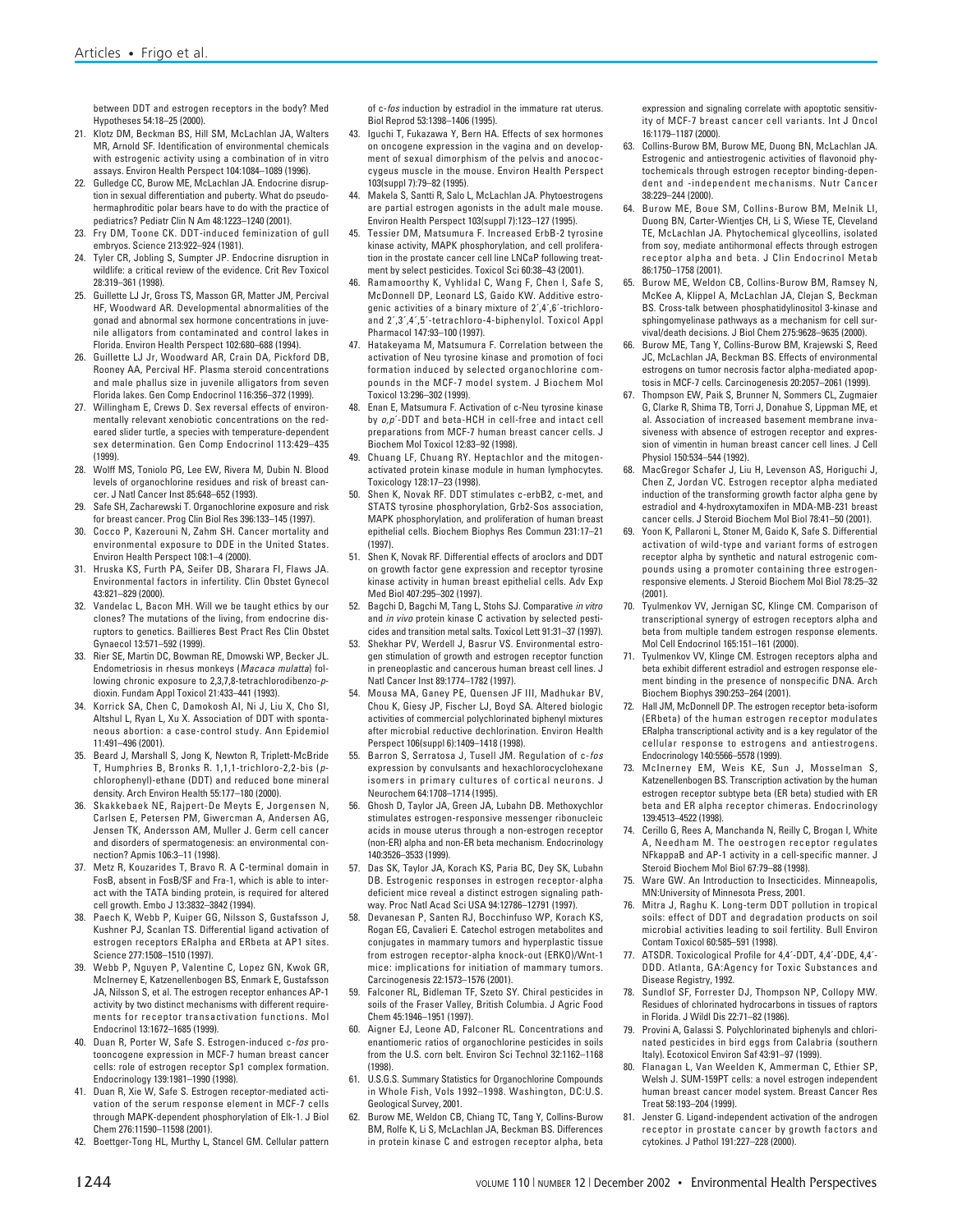between DDT and estrogen receptors in the body? Med Hypotheses 54:18–25 (2000).

21. Klotz DM, Beckman BS, Hill SM, McLachlan JA, Walters MR, Arnold SF. Identification of environmental chemicals with estrogenic activity using a combination of in vitro assays. Environ Health Perspect 104:1084–1089 (1996).
22. Gulledge CC, Burow ME, McLachlan JA. Endocrine disruption in sexual differentiation and puberty. What do pseudohermaphroditic polar bears have to do with the practice of pediatrics? Pediatr Clin N Am 48:1223–1240 (2001).
23. Fry DM, Toone CK. DDT-induced feminization of gull embryos. Science 213:922–924 (1981).
24. Tyler CR, Jobling S, Sumpter JP. Endocrine disruption in wildlife: a critical review of the evidence. Crit Rev Toxicol 28:319–361 (1998).
25. Guillette LJ Jr, Gross TS, Masson GR, Matter JM, Percival HF, Woodward AR. Developmental abnormalities of the gonad and abnormal sex hormone concentrations in juvenile alligators from contaminated and control lakes in Florida. Environ Health Perspect 102:680–688 (1994).
26. Guillette LJ Jr, Woodward AR, Crain DA, Pickford DB, Rooney AA, Percival HF. Plasma steroid concentrations and male phallus size in juvenile alligators from seven Florida lakes. Gen Comp Endocrinol 116:356–372 (1999).
27. Willingham E, Crews D. Sex reversal effects of environmentally relevant xenobiotic concentrations on the red-eared slider turtle, a species with temperature-dependent sex determination. Gen Comp Endocrinol 113:429–435 (1999).
28. Wolff MS, Toniolo PG, Lee EW, Rivera M, Dubin N. Blood levels of organochlorine residues and risk of breast cancer. J Natl Cancer Inst 85:648–652 (1993).
29. Safe SH, Zacharewski T. Organochlorine exposure and risk for breast cancer. Prog Clin Biol Res 396:133–145 (1997).
30. Cocco P, Kazerouni N, Zahm SH. Cancer mortality and environmental exposure to DDE in the United States. Environ Health Perspect 108:1–4 (2000).
31. Hruska KS, Furth PA, Seifer DB, Sharara FI, Flaws JA. Environmental factors in infertility. Clin Obstet Gynecol 43:821–829 (2000).
32. Vandelac L, Bacon MH. Will we be taught ethics by our clones? The mutations of the living, from endocrine disruptors to genetics. Baillieres Best Pract Res Clin Obstet Gynaecol 13:571–592 (1999).
33. Rier SE, Martin DC, Bowman RE, Dmowski WP, Becker JL. Endometriosis in rhesus monkeys (*Macaca mulatta*) following chronic exposure to 2,3,7,8-tetrachlorodibenzo-*p*-dioxin. Fundam Appl Toxicol 21:433–441 (1993).
34. Korrick SA, Chen C, Damokosh AI, Ni J, Liu X, Cho SI, Altshul L, Ryan L, Xu X. Association of DDT with spontaneous abortion: a case-control study. Ann Epidemiol 11:491–496 (2001).
35. Beard J, Marshall S, Jong K, Newton R, Triplett-McBride T, Humphries B, Bronks R. 1,1,1-trichloro-2,2-bis (*p*-chlorophenyl)-ethane (DDT) and reduced bone mineral density. Arch Environ Health 55:177–180 (2000).
36. Skakkebaek NE, Rajpert-De Meyts E, Jorgensen N, Carlsen E, Petersen PM, Giwercman A, Andersen AG, Jensen TK, Andersson AM, Muller J. Germ cell cancer and disorders of spermatogenesis: an environmental connection? Apmis 106:3–11 (1998).
37. Metz R, Kouzarides T, Bravo R. A C-terminal domain in FosB, absent in FosB/SF and Fra-1, which is able to interact with the TATA binding protein, is required for altered cell growth. Embo J 13:3832–3842 (1994).
38. Paech K, Webb P, Kuiper GG, Nilsson S, Gustafsson J, Kushner PJ, Scanlan TS. Differential ligand activation of estrogen receptors ERalpha and ERbeta at AP1 sites. Science 277:1508–1510 (1997).
39. Webb P, Nguyen P, Valentine C, Lopez GN, Kwok GR, McInerney E, Katzenellenbogen BS, Enmark E, Gustafsson JA, Nilsson S, et al. The estrogen receptor enhances AP-1 activity by two distinct mechanisms with different requirements for receptor transactivation functions. Mol Endocrinol 13:1672–1685 (1999).
40. Duan R, Porter W, Safe S. Estrogen-induced c-*fos* protooncogene expression in MCF-7 human breast cancer cells: role of estrogen receptor Sp1 complex formation. Endocrinology 139:1981–1990 (1998).
41. Duan R, Xie W, Safe S. Estrogen receptor-mediated activation of the serum response element in MCF-7 cells through MAPK-dependent phosphorylation of Elk-1. J Biol Chem 276:11590–11598 (2001).
42. Boettger-Tong HL, Murthy L, Stancel GM. Cellular pattern of c-*fos* induction by estradiol in the immature rat uterus. Biol Reprod 53:1398–1406 (1995).
43. Iguchi T, Fukazawa Y, Bern HA. Effects of sex hormones on oncogene expression in the vagina and on development of sexual dimorphism of the pelvis and anococcygeus muscle in the mouse. Environ Health Perspect 103(suppl 7):79–82 (1995).
44. Makela S, Santti R, Salo L, McLachlan JA. Phytoestrogens are partial estrogen agonists in the adult male mouse. Environ Health Perspect 103(suppl 7):123–127 (1995).
45. Tessier DM, Matsumura F. Increased ErbB-2 tyrosine kinase activity, MAPK phosphorylation, and cell proliferation in the prostate cancer cell line LNCaP following treatment by select pesticides. Toxicol Sci 60:38–43 (2001).
46. Ramamoorthy K, Vyhlidal C, Wang F, Chen I, Safe S, McDonnell DP, Leonard LS, Gaido KW. Additive estrogenic activities of a binary mixture of 2´,4´,6´-trichloro- and 2´,3´,4´,5´-tetrachloro-4-biphenylol. Toxicol Appl Pharmacol 147:93–100 (1997).
47. Hatakeyama M, Matsumura F. Correlation between the activation of Neu tyrosine kinase and promotion of foci formation induced by selected organochlorine compounds in the MCF-7 model system. J Biochem Mol Toxicol 13:296–302 (1999).
48. Enan E, Matsumura F. Activation of c-Neu tyrosine kinase by *o,p*´-DDT and beta-HCH in cell-free and intact cell preparations from MCF-7 human breast cancer cells. J Biochem Mol Toxicol 12:83–92 (1998).
49. Chuang LF, Chuang RY. Heptachlor and the mitogen-activated protein kinase module in human lymphocytes. Toxicology 128:17–23 (1998).
50. Shen K, Novak RF. DDT stimulates c-erbB2, c-met, and STATS tyrosine phosphorylation, Grb2-Sos association, MAPK phosphorylation, and proliferation of human breast epithelial cells. Biochem Biophys Res Commun 231:17–21 (1997).
51. Shen K, Novak RF. Differential effects of aroclors and DDT on growth factor gene expression and receptor tyrosine kinase activity in human breast epithelial cells. Adv Exp Med Biol 407:295–302 (1997).
52. Bagchi D, Bagchi M, Tang L, Stohs SJ. Comparative *in vitro* and *in vivo* protein kinase C activation by selected pesticides and transition metal salts. Toxicol Lett 91:31–37 (1997).
53. Shekhar PV, Werdell J, Basrur VS. Environmental estrogen stimulation of growth and estrogen receptor function in preneoplastic and cancerous human breast cell lines. J Natl Cancer Inst 89:1774–1782 (1997).
54. Mousa MA, Ganey PE, Quensen JF III, Madhukar BV, Chou K, Giesy JP, Fischer LJ, Boyd SA. Altered biologic activities of commercial polychlorinated biphenyl mixtures after microbial reductive dechlorination. Environ Health Perspect 106(suppl 6):1409–1418 (1998).
55. Barron S, Serratosa J, Tusell JM. Regulation of c-*fos* expression by convulsants and hexachlorocyclohexane isomers in primary cultures of cortical neurons. J Neurochem 64:1708–1714 (1995).
56. Ghosh D, Taylor JA, Green JA, Lubahn DB. Methoxychlor stimulates estrogen-responsive messenger ribonucleic acids in mouse uterus through a non-estrogen receptor (non-ER) alpha and non-ER beta mechanism. Endocrinology 140:3526–3533 (1999).
57. Das SK, Taylor JA, Korach KS, Paria BC, Dey SK, Lubahn DB. Estrogenic responses in estrogen receptor-alpha deficient mice reveal a distinct estrogen signaling pathway. Proc Natl Acad Sci USA 94:12786–12791 (1997).
58. Devanesan P, Santen RJ, Bocchinfuso WP, Korach KS, Rogan EG, Cavalieri E. Catechol estrogen metabolites and conjugates in mammary tumors and hyperplastic tissue from estrogen receptor-alpha knock-out (ERKO)/Wnt-1 mice: implications for initiation of mammary tumors. Carcinogenesis 22:1573–1576 (2001).
59. Falconer RL, Bidleman TF, Szeto SY. Chiral pesticides in soils of the Fraser Valley, British Columbia. J Agric Food Chem 45:1946–1951 (1997).
60. Aigner EJ, Leone AD, Falconer RL. Concentrations and enantiomeric ratios of organochlorine pesticides in soils from the U.S. corn belt. Environ Sci Technol 32:1162–1168 (1998).
61. U.S.G.S. Summary Statistics for Organochlorine Compounds in Whole Fish, Vols 1992–1998. Washington, DC:U.S. Geological Survey, 2001.
62. Burow ME, Weldon CB, Chiang TC, Tang Y, Collins-Burow BM, Rolfe K, Li S, McLachlan JA, Beckman BS. Differences in protein kinase C and estrogen receptor alpha, beta expression and signaling correlate with apoptotic sensitivity of MCF-7 breast cancer cell variants. Int J Oncol 16:1179–1187 (2000).
63. Collins-Burow BM, Burow ME, Duong BN, McLachlan JA. Estrogenic and antiestrogenic activities of flavonoid phytochemicals through estrogen receptor binding-dependent and -independent mechanisms. Nutr Cancer 38:229–244 (2000).
64. Burow ME, Boue SM, Collins-Burow BM, Melnik LI, Duong BN, Carter-Wientjes CH, Li S, Wiese TE, Cleveland TE, McLachlan JA. Phytochemical glyceollins, isolated from soy, mediate antihormonal effects through estrogen receptor alpha and beta. J Clin Endocrinol Metab 86:1750–1758 (2001).
65. Burow ME, Weldon CB, Collins-Burow BM, Ramsey N, McKee A, Klippel A, McLachlan JA, Clejan S, Beckman BS. Cross-talk between phosphatidylinositol 3-kinase and sphingomyelinase pathways as a mechanism for cell survival/death decisions. J Biol Chem 275:9628–9635 (2000).
66. Burow ME, Tang Y, Collins-Burow BM, Krajewski S, Reed JC, McLachlan JA, Beckman BS. Effects of environmental estrogens on tumor necrosis factor alpha-mediated apoptosis in MCF-7 cells. Carcinogenesis 20:2057–2061 (1999).
67. Thompson EW, Paik S, Brunner N, Sommers CL, Zugmaier G, Clarke R, Shima TB, Torri J, Donahue S, Lippman ME, et al. Association of increased basement membrane invasiveness with absence of estrogen receptor and expression of vimentin in human breast cancer cell lines. J Cell Physiol 150:534–544 (1992).
68. MacGregor Schafer J, Liu H, Levenson AS, Horiguchi J, Chen Z, Jordan VC. Estrogen receptor alpha mediated induction of the transforming growth factor alpha gene by estradiol and 4-hydroxytamoxifen in MDA-MB-231 breast cancer cells. J Steroid Biochem Mol Biol 78:41–50 (2001).
69. Yoon K, Pallaroni L, Stoner M, Gaido K, Safe S. Differential activation of wild-type and variant forms of estrogen receptor alpha by synthetic and natural estrogenic compounds using a promoter containing three estrogen-responsive elements. J Steroid Biochem Mol Biol 78:25–32 (2001).
70. Tyulmenkov VV, Jernigan SC, Klinge CM. Comparison of transcriptional synergy of estrogen receptors alpha and beta from multiple tandem estrogen response elements. Mol Cell Endocrinol 165:151–161 (2000).
71. Tyulmenkov VV, Klinge CM. Estrogen receptors alpha and beta exhibit different estradiol and estrogen response element binding in the presence of nonspecific DNA. Arch Biochem Biophys 390:253–264 (2001).
72. Hall JM, McDonnell DP. The estrogen receptor beta-isoform (ERbeta) of the human estrogen receptor modulates ERalpha transcriptional activity and is a key regulator of the cellular response to estrogens and antiestrogens. Endocrinology 140:5566–5578 (1999).
73. McInerney EM, Weis KE, Sun J, Mosselman S, Katzenellenbogen BS. Transcription activation by the human estrogen receptor subtype beta (ER beta) studied with ER beta and ER alpha receptor chimeras. Endocrinology 139:4513–4522 (1998).
74. Cerillo G, Rees A, Manchanda N, Reilly C, Brogan I, White A, Needham M. The oestrogen receptor regulates NFkappaB and AP-1 activity in a cell-specific manner. J Steroid Biochem Mol Biol 67:79–88 (1998).
75. Ware GW. An Introduction to Insecticides. Minneapolis, MN:University of Minnesota Press, 2001.
76. Mitra J, Raghu K. Long-term DDT pollution in tropical soils: effect of DDT and degradation products on soil microbial activities leading to soil fertility. Bull Environ Contam Toxicol 60:585–591 (1998).
77. ATSDR. Toxicological Profile for 4,4´-DDT, 4,4´-DDE, 4,4´-DDD. Atlanta, GA:Agency for Toxic Substances and Disease Registry, 1992.
78. Sundlof SF, Forrester DJ, Thompson NP, Collopy MW. Residues of chlorinated hydrocarbons in tissues of raptors in Florida. J Wildl Dis 22:71–82 (1986).
79. Provini A, Galassi S. Polychlorinated biphenyls and chlorinated pesticides in bird eggs from Calabria (southern Italy). Ecotoxicol Environ Saf 43:91–97 (1999).
80. Flanagan L, Van Weelden K, Ammerman C, Ethier SP, Welsh J. SUM-159PT cells: a novel estrogen independent human breast cancer model system. Breast Cancer Res Treat 58:193–204 (1999).
81. Jenster G. Ligand-independent activation of the androgen receptor in prostate cancer by growth factors and cytokines. J Pathol 191:227–228 (2000).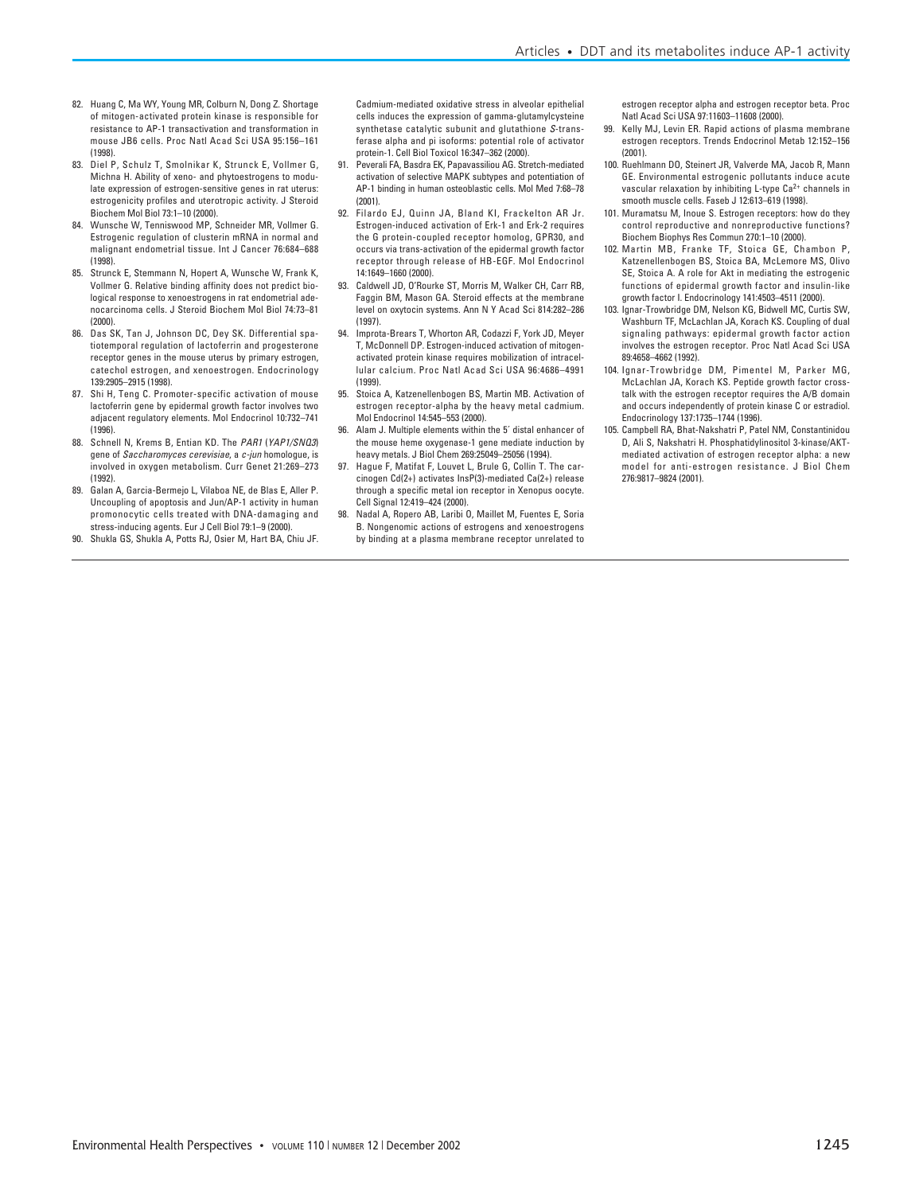82. Huang C, Ma WY, Young MR, Colburn N, Dong Z. Shortage of mitogen-activated protein kinase is responsible for resistance to AP-1 transactivation and transformation in mouse JB6 cells. Proc Natl Acad Sci USA 95:156–161 (1998).
83. Diel P, Schulz T, Smolnikar K, Strunck E, Vollmer G, Michna H. Ability of xeno- and phytoestrogens to modulate expression of estrogen-sensitive genes in rat uterus: estrogenicity profiles and uterotropic activity. J Steroid Biochem Mol Biol 73:1–10 (2000).
84. Wunsche W, Tenniswood MP, Schneider MR, Vollmer G. Estrogenic regulation of clusterin mRNA in normal and malignant endometrial tissue. Int J Cancer 76:684–688 (1998).
85. Strunck E, Stemmann N, Hopert A, Wunsche W, Frank K, Vollmer G. Relative binding affinity does not predict biological response to xenoestrogens in rat endometrial adenocarcinoma cells. J Steroid Biochem Mol Biol 74:73–81 (2000).
86. Das SK, Tan J, Johnson DC, Dey SK. Differential spatiotemporal regulation of lactoferrin and progesterone receptor genes in the mouse uterus by primary estrogen, catechol estrogen, and xenoestrogen. Endocrinology 139:2905–2915 (1998).
87. Shi H, Teng C. Promoter-specific activation of mouse lactoferrin gene by epidermal growth factor involves two adjacent regulatory elements. Mol Endocrinol 10:732–741 (1996).
88. Schnell N, Krems B, Entian KD. The *PAR1* (*YAP1/SNQ3*) gene of *Saccharomyces cerevisiae*, a *c-jun* homologue, is involved in oxygen metabolism. Curr Genet 21:269–273 (1992).
89. Galan A, Garcia-Bermejo L, Vilaboa NE, de Blas E, Aller P. Uncoupling of apoptosis and Jun/AP-1 activity in human promonocytic cells treated with DNA-damaging and stress-inducing agents. Eur J Cell Biol 79:1–9 (2000).
90. Shukla GS, Shukla A, Potts RJ, Osier M, Hart BA, Chiu JF. Cadmium-mediated oxidative stress in alveolar epithelial cells induces the expression of gamma-glutamylcysteine synthetase catalytic subunit and glutathione *S*-transferase alpha and pi isoforms: potential role of activator protein-1. Cell Biol Toxicol 16:347–362 (2000).
91. Peverali FA, Basdra EK, Papavassiliou AG. Stretch-mediated activation of selective MAPK subtypes and potentiation of AP-1 binding in human osteoblastic cells. Mol Med 7:68–78 (2001).
92. Filardo EJ, Quinn JA, Bland KI, Frackelton AR Jr. Estrogen-induced activation of Erk-1 and Erk-2 requires the G protein-coupled receptor homolog, GPR30, and occurs via trans-activation of the epidermal growth factor receptor through release of HB-EGF. Mol Endocrinol 14:1649–1660 (2000).
93. Caldwell JD, O'Rourke ST, Morris M, Walker CH, Carr RB, Faggin BM, Mason GA. Steroid effects at the membrane level on oxytocin systems. Ann N Y Acad Sci 814:282–286 (1997).
94. Improta-Brears T, Whorton AR, Codazzi F, York JD, Meyer T, McDonnell DP. Estrogen-induced activation of mitogen-activated protein kinase requires mobilization of intracellular calcium. Proc Natl Acad Sci USA 96:4686–4991 (1999).
95. Stoica A, Katzenellenbogen BS, Martin MB. Activation of estrogen receptor-alpha by the heavy metal cadmium. Mol Endocrinol 14:545–553 (2000).
96. Alam J. Multiple elements within the 5′ distal enhancer of the mouse heme oxygenase-1 gene mediate induction by heavy metals. J Biol Chem 269:25049–25056 (1994).
97. Hague F, Matifat F, Louvet L, Brule G, Collin T. The carcinogen Cd(2+) activates InsP(3)-mediated Ca(2+) release through a specific metal ion receptor in Xenopus oocyte. Cell Signal 12:419–424 (2000).
98. Nadal A, Ropero AB, Laribi O, Maillet M, Fuentes E, Soria B. Nongenomic actions of estrogens and xenoestrogens by binding at a plasma membrane receptor unrelated to estrogen receptor alpha and estrogen receptor beta. Proc Natl Acad Sci USA 97:11603–11608 (2000).
99. Kelly MJ, Levin ER. Rapid actions of plasma membrane estrogen receptors. Trends Endocrinol Metab 12:152–156 (2001).
100. Ruehlmann DO, Steinert JR, Valverde MA, Jacob R, Mann GE. Environmental estrogenic pollutants induce acute vascular relaxation by inhibiting L-type $Ca^{2+}$ channels in smooth muscle cells. Faseb J 12:613–619 (1998).
101. Muramatsu M, Inoue S. Estrogen receptors: how do they control reproductive and nonreproductive functions? Biochem Biophys Res Commun 270:1–10 (2000).
102. Martin MB, Franke TF, Stoica GE, Chambon P, Katzenellenbogen BS, Stoica BA, McLemore MS, Olivo SE, Stoica A. A role for Akt in mediating the estrogenic functions of epidermal growth factor and insulin-like growth factor I. Endocrinology 141:4503–4511 (2000).
103. Ignar-Trowbridge DM, Nelson KG, Bidwell MC, Curtis SW, Washburn TF, McLachlan JA, Korach KS. Coupling of dual signaling pathways: epidermal growth factor action involves the estrogen receptor. Proc Natl Acad Sci USA 89:4658–4662 (1992).
104. Ignar-Trowbridge DM, Pimentel M, Parker MG, McLachlan JA, Korach KS. Peptide growth factor cross-talk with the estrogen receptor requires the A/B domain and occurs independently of protein kinase C or estradiol. Endocrinology 137:1735–1744 (1996).
105. Campbell RA, Bhat-Nakshatri P, Patel NM, Constantinidou D, Ali S, Nakshatri H. Phosphatidylinositol 3-kinase/AKT-mediated activation of estrogen receptor alpha: a new model for anti-estrogen resistance. J Biol Chem 276:9817–9824 (2001).